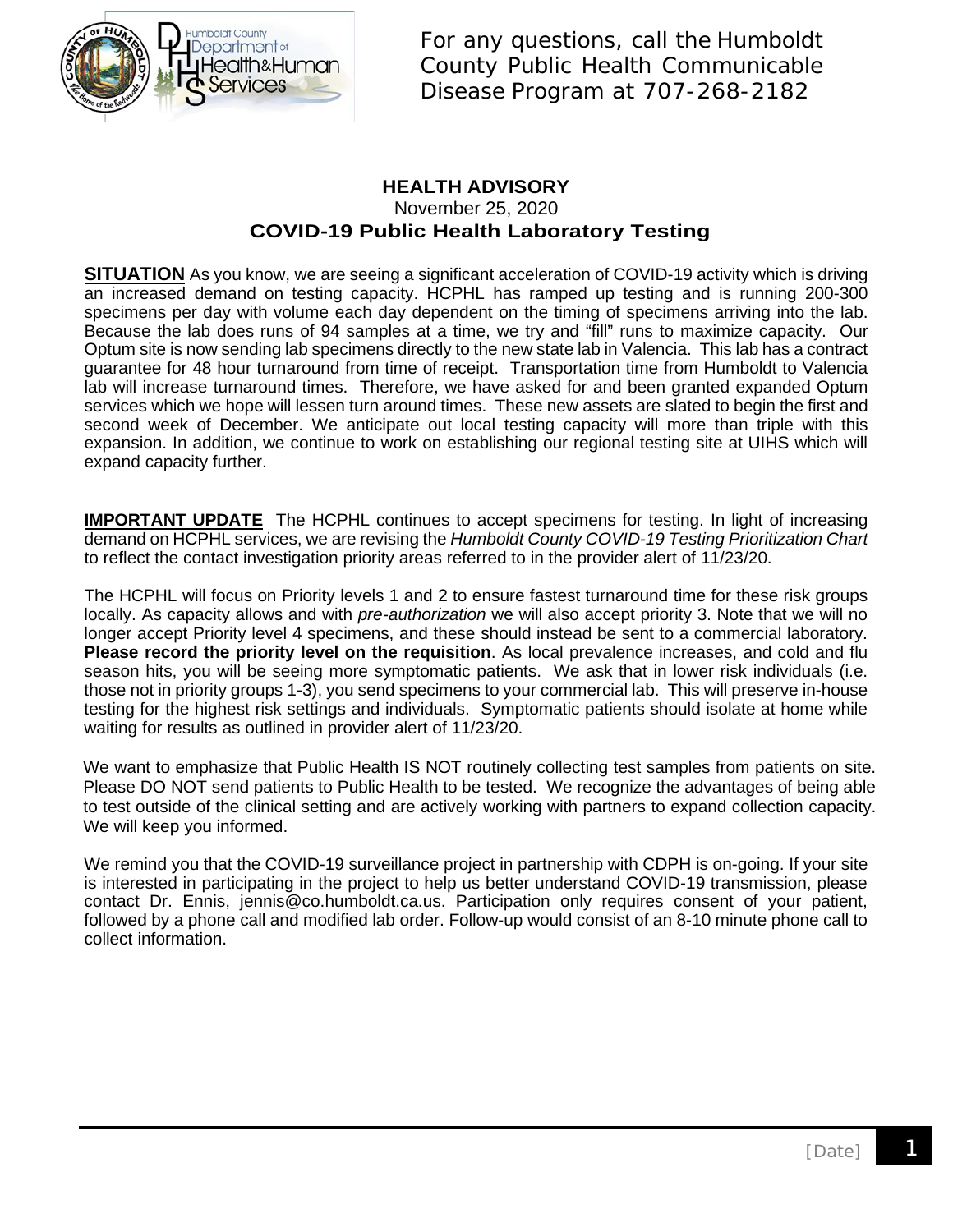For any questions, call the Humboldt County Public Health Communicable Disease Program at 707-268-2182

# HEALTH ADVISORY

November 25, 2020

## COVID-19 Public Health Laboratory Testing

**SITUATION** As you know, we are seeing a significant acceleration of COVID-19 activity which is driving an increased demand on testing capacity. HCPHL has ramped up testing and is running 200-300 specimens per day with volume each day dependent on the timing of specimens arriving into the lab. Because the lab does runs of 94 samples at a time, we try and "fill" runs to maximize capacity. Our Optum site is now sending lab specimens directly to the new state lab in Valencia. This lab has a contract guarantee for 48 hour turnaround from time of receipt. Transportation time from Humboldt to Valencia lab will increase turnaround times. Therefore, we have asked for and been granted expanded Optum services which we hope will lessen turn around times. These new assets are slated to begin the first and second week of December. We anticipate out local testing capacity will more than triple with this expansion. In addition, we continue to work on establishing our regional testing site at UIHS which will expand capacity further.

**IMPORTANT UPDATE** The HCPHL continues to accept specimens for testing. In light of increasing demand on HCPHL services, we are revising the *Humboldt County COVID-19 Testing Prioritization Chart* to reflect the contact investigation priority areas referred to in the provider alert of 11/23/20.

The HCPHL will focus on Priority levels 1 and 2 to ensure fastest turnaround time for these risk groups locally. As capacity allows and with *pre-authorization* we will also accept priority 3. Note that we will no longer accept Priority level 4 specimens, and these should instead be sent to a commercial laboratory. **Please record the priority level on the requisition**. As local prevalence increases, and cold and flu season hits, you will be seeing more symptomatic patients. We ask that in lower risk individuals (i.e. those not in priority groups 1-3), you send specimens to your commercial lab. This will preserve in-house testing for the highest risk settings and individuals. Symptomatic patients should isolate at home while waiting for results as outlined in provider alert of 11/23/20.

We want to emphasize that Public Health IS NOT routinely collecting test samples from patients on site. Please DO NOT send patients to Public Health to be tested. We recognize the advantages of being able to test outside of the clinical setting and are actively working with partners to expand collection capacity. We will keep you informed.

We remind you that the COVID-19 surveillance project in partnership with CDPH is on-going. If your site is interested in participating in the project to help us better understand COVID-19 transmission, please contact Dr. Ennis, jennis@co.humboldt.ca.us. Participation only requires consent of your patient, followed by a phone call and modified lab order. Follow-up would consist of an 8-10 minute phone call to collect information.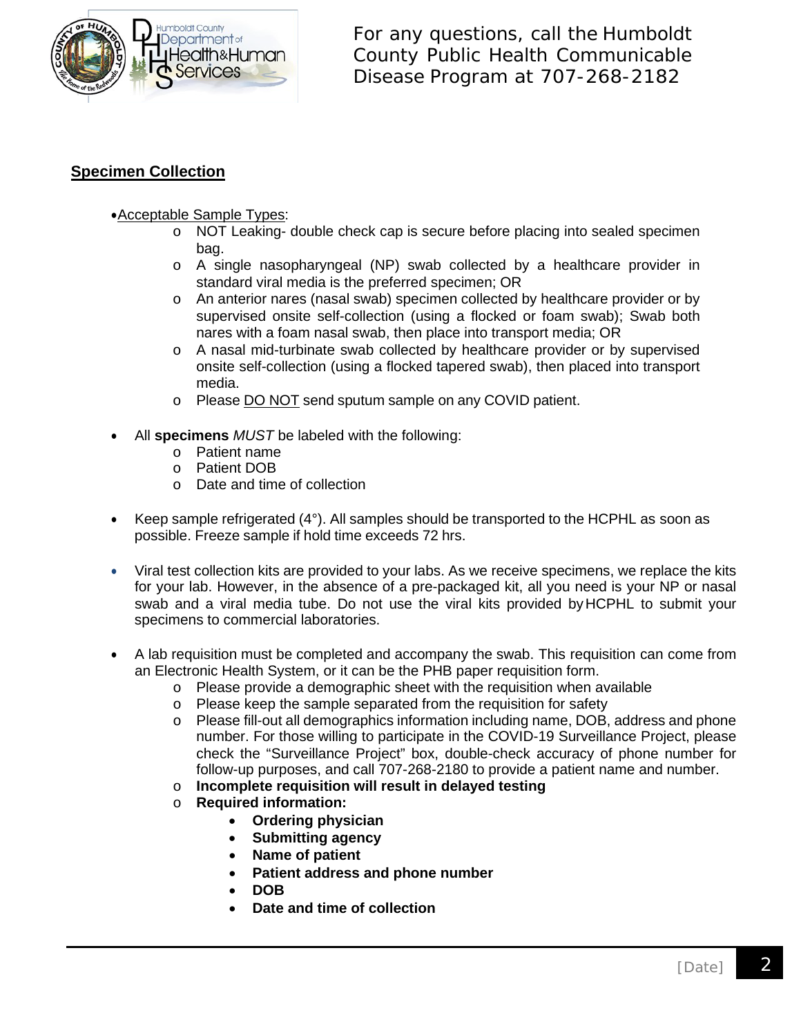For any questions, call the Humboldt County Public Health Communicable Disease Program at 707-268-2182

## Specimen Collection

- Acceptable Sample Types:
  - NOT Leaking- double check cap is secure before placing into sealed specimen bag.
  - A single nasopharyngeal (NP) swab collected by a healthcare provider in standard viral media is the preferred specimen; OR
  - An anterior nares (nasal swab) specimen collected by healthcare provider or by supervised onsite self-collection (using a flocked or foam swab); Swab both nares with a foam nasal swab, then place into transport media; OR
  - A nasal mid-turbinate swab collected by healthcare provider or by supervised onsite self-collection (using a flocked tapered swab), then placed into transport media.
  - Please DO NOT send sputum sample on any COVID patient.

- All **specimens** *MUST* be labeled with the following:
  - Patient name
  - Patient DOB
  - Date and time of collection

- Keep sample refrigerated (4°). All samples should be transported to the HCPHL as soon as possible. Freeze sample if hold time exceeds 72 hrs.

- Viral test collection kits are provided to your labs. As we receive specimens, we replace the kits for your lab. However, in the absence of a pre-packaged kit, all you need is your NP or nasal swab and a viral media tube. Do not use the viral kits provided by HCPHL to submit your specimens to commercial laboratories.

- A lab requisition must be completed and accompany the swab. This requisition can come from an Electronic Health System, or it can be the PHB paper requisition form.
  - Please provide a demographic sheet with the requisition when available
  - Please keep the sample separated from the requisition for safety
  - Please fill-out all demographics information including name, DOB, address and phone number. For those willing to participate in the COVID-19 Surveillance Project, please check the "Surveillance Project" box, double-check accuracy of phone number for follow-up purposes, and call 707-268-2180 to provide a patient name and number.
  - **Incomplete requisition will result in delayed testing**
  - **Required information:**
    - **Ordering physician**
    - **Submitting agency**
    - **Name of patient**
    - **Patient address and phone number**
    - **DOB**
    - **Date and time of collection**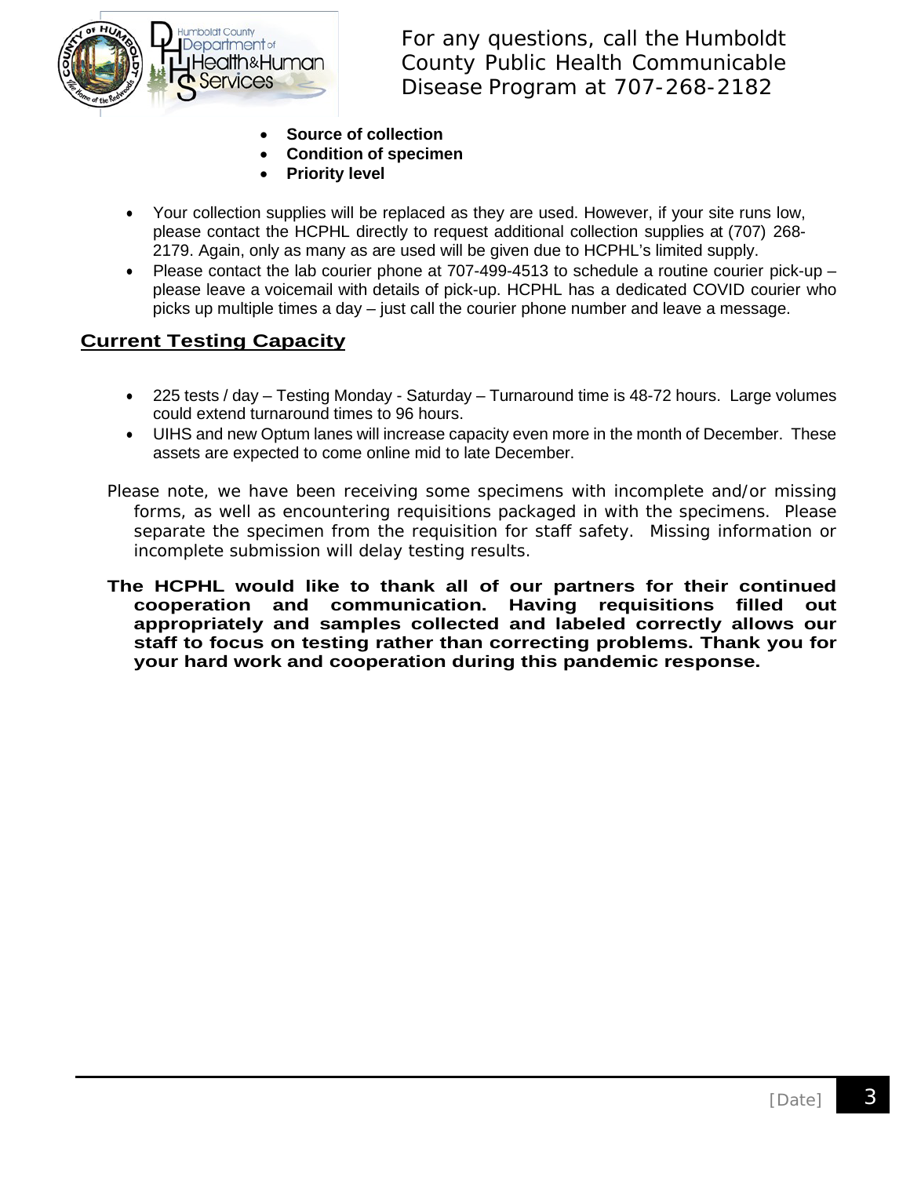- **Source of collection**
- **Condition of specimen**
- **Priority level**

- Your collection supplies will be replaced as they are used. However, if your site runs low, please contact the HCPHL directly to request additional collection supplies at (707) 268-2179. Again, only as many as are used will be given due to HCPHL's limited supply.
- Please contact the lab courier phone at 707-499-4513 to schedule a routine courier pick-up – please leave a voicemail with details of pick-up. HCPHL has a dedicated COVID courier who picks up multiple times a day – just call the courier phone number and leave a message.

## Current Testing Capacity

- 225 tests / day – Testing Monday - Saturday – Turnaround time is 48-72 hours. Large volumes could extend turnaround times to 96 hours.
- UIHS and new Optum lanes will increase capacity even more in the month of December. These assets are expected to come online mid to late December.

Please note, we have been receiving some specimens with incomplete and/or missing forms, as well as encountering requisitions packaged in with the specimens. Please separate the specimen from the requisition for staff safety. Missing information or incomplete submission will delay testing results.

**The HCPHL would like to thank all of our partners for their continued cooperation and communication. Having requisitions filled out appropriately and samples collected and labeled correctly allows our staff to focus on testing rather than correcting problems. Thank you for your hard work and cooperation during this pandemic response.**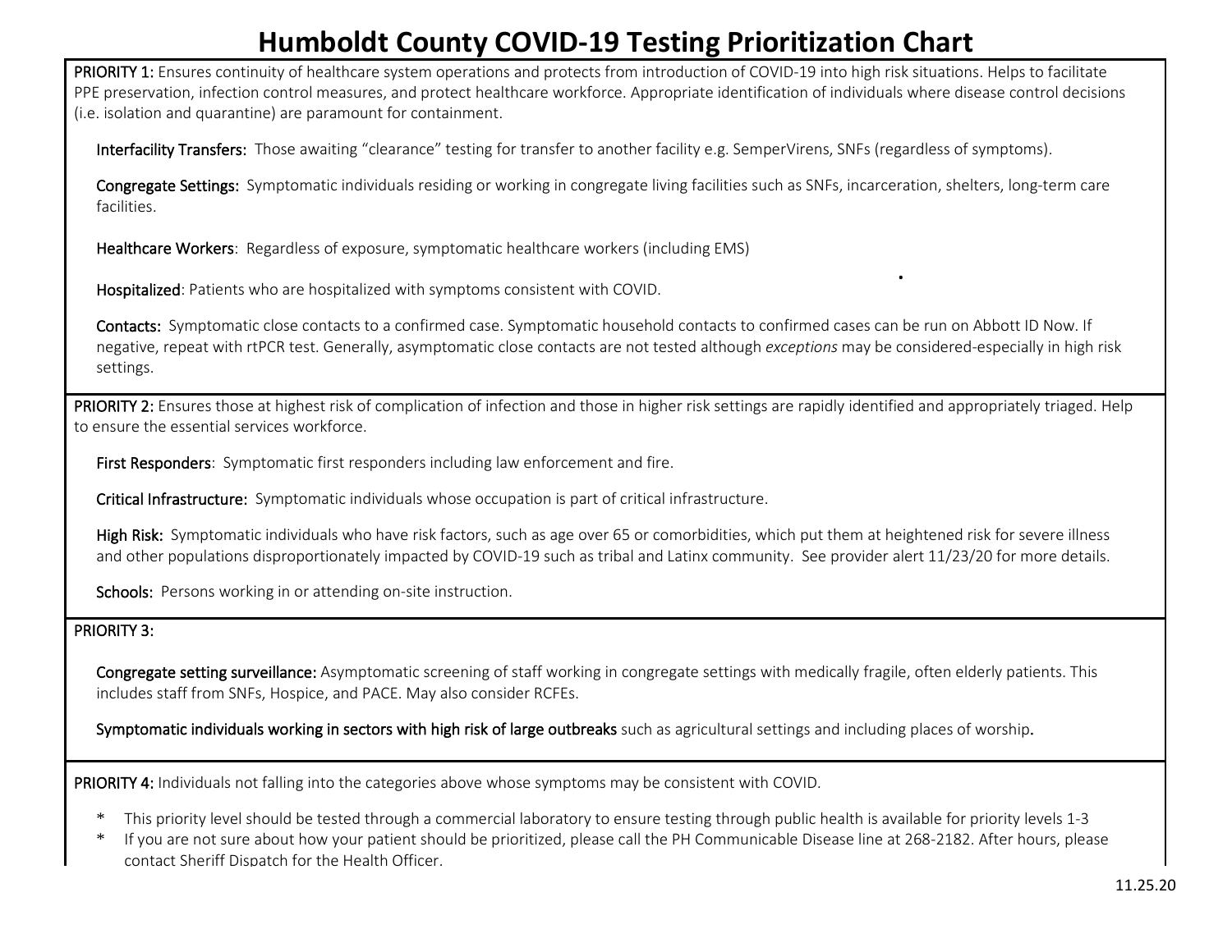# Humboldt County COVID-19 Testing Prioritization Chart

**PRIORITY 1:** Ensures continuity of healthcare system operations and protects from introduction of COVID-19 into high risk situations. Helps to facilitate PPE preservation, infection control measures, and protect healthcare workforce. Appropriate identification of individuals where disease control decisions (i.e. isolation and quarantine) are paramount for containment.

**Interfacility Transfers:** Those awaiting "clearance" testing for transfer to another facility e.g. SemperVirens, SNFs (regardless of symptoms).

**Congregate Settings:** Symptomatic individuals residing or working in congregate living facilities such as SNFs, incarceration, shelters, long-term care facilities.

**Healthcare Workers**: Regardless of exposure, symptomatic healthcare workers (including EMS)

**Hospitalized**: Patients who are hospitalized with symptoms consistent with COVID.

**Contacts:** Symptomatic close contacts to a confirmed case. Symptomatic household contacts to confirmed cases can be run on Abbott ID Now. If negative, repeat with rtPCR test. Generally, asymptomatic close contacts are not tested although *exceptions* may be considered-especially in high risk settings.

**PRIORITY 2:** Ensures those at highest risk of complication of infection and those in higher risk settings are rapidly identified and appropriately triaged. Help to ensure the essential services workforce.

**First Responders**: Symptomatic first responders including law enforcement and fire.

**Critical Infrastructure:** Symptomatic individuals whose occupation is part of critical infrastructure.

**High Risk:** Symptomatic individuals who have risk factors, such as age over 65 or comorbidities, which put them at heightened risk for severe illness and other populations disproportionately impacted by COVID-19 such as tribal and Latinx community. See provider alert 11/23/20 for more details.

**Schools:** Persons working in or attending on-site instruction.

**PRIORITY 3:**

**Congregate setting surveillance:** Asymptomatic screening of staff working in congregate settings with medically fragile, often elderly patients. This includes staff from SNFs, Hospice, and PACE. May also consider RCFEs.

**Symptomatic individuals working in sectors with high risk of large outbreaks** such as agricultural settings and including places of worship.

**PRIORITY 4:** Individuals not falling into the categories above whose symptoms may be consistent with COVID.

- This priority level should be tested through a commercial laboratory to ensure testing through public health is available for priority levels 1-3
- If you are not sure about how your patient should be prioritized, please call the PH Communicable Disease line at 268-2182. After hours, please contact Sheriff Dispatch for the Health Officer.

11.25.20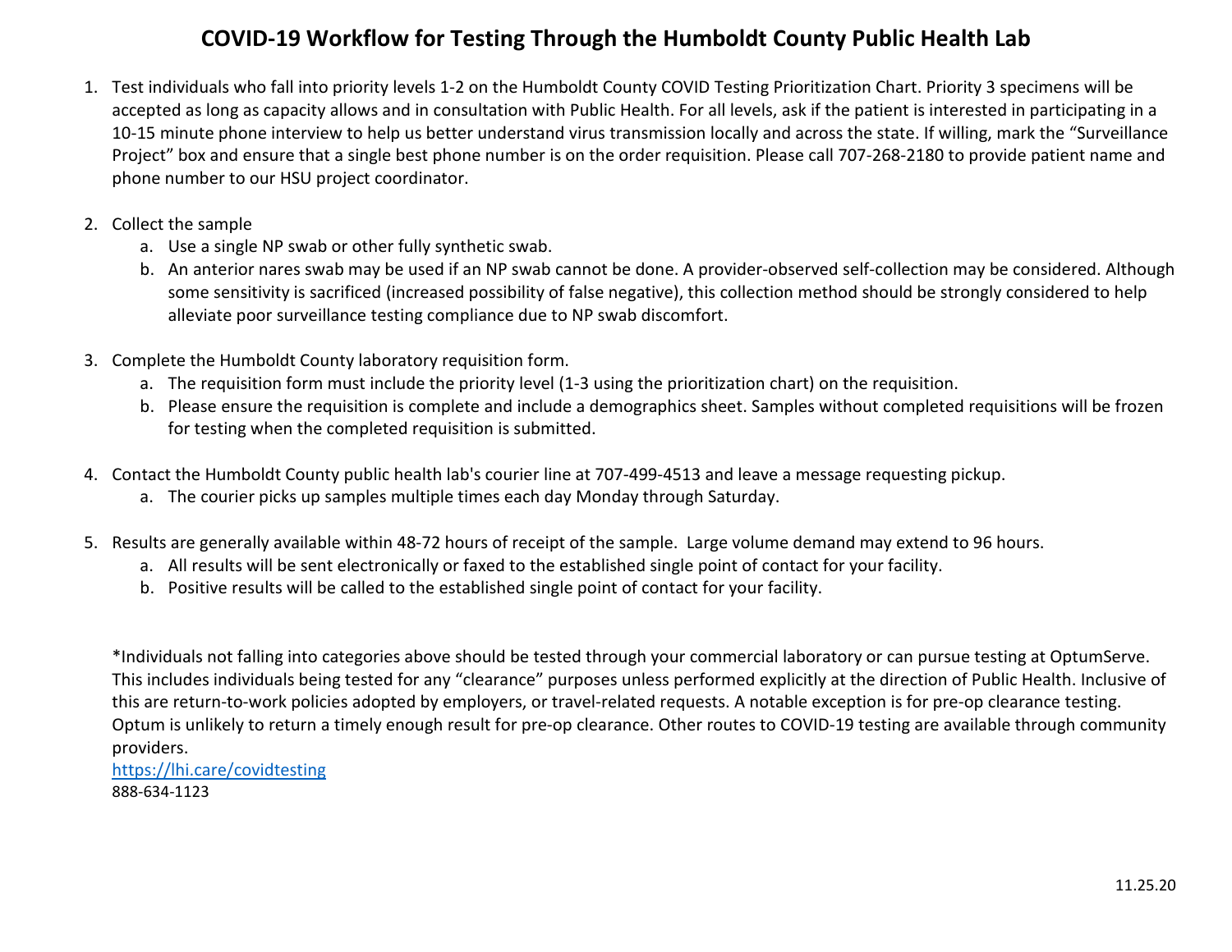# COVID-19 Workflow for Testing Through the Humboldt County Public Health Lab

1. Test individuals who fall into priority levels 1-2 on the Humboldt County COVID Testing Prioritization Chart. Priority 3 specimens will be accepted as long as capacity allows and in consultation with Public Health. For all levels, ask if the patient is interested in participating in a 10-15 minute phone interview to help us better understand virus transmission locally and across the state. If willing, mark the "Surveillance Project" box and ensure that a single best phone number is on the order requisition. Please call 707-268-2180 to provide patient name and phone number to our HSU project coordinator.

2. Collect the sample
   a. Use a single NP swab or other fully synthetic swab.
   b. An anterior nares swab may be used if an NP swab cannot be done. A provider-observed self-collection may be considered. Although some sensitivity is sacrificed (increased possibility of false negative), this collection method should be strongly considered to help alleviate poor surveillance testing compliance due to NP swab discomfort.

3. Complete the Humboldt County laboratory requisition form.
   a. The requisition form must include the priority level (1-3 using the prioritization chart) on the requisition.
   b. Please ensure the requisition is complete and include a demographics sheet. Samples without completed requisitions will be frozen for testing when the completed requisition is submitted.

4. Contact the Humboldt County public health lab's courier line at 707-499-4513 and leave a message requesting pickup.
   a. The courier picks up samples multiple times each day Monday through Saturday.

5. Results are generally available within 48-72 hours of receipt of the sample. Large volume demand may extend to 96 hours.
   a. All results will be sent electronically or faxed to the established single point of contact for your facility.
   b. Positive results will be called to the established single point of contact for your facility.

*Individuals not falling into categories above should be tested through your commercial laboratory or can pursue testing at OptumServe. This includes individuals being tested for any "clearance" purposes unless performed explicitly at the direction of Public Health. Inclusive of this are return-to-work policies adopted by employers, or travel-related requests. A notable exception is for pre-op clearance testing. Optum is unlikely to return a timely enough result for pre-op clearance. Other routes to COVID-19 testing are available through community providers.

https://lhi.care/covidtesting

888-634-1123

11.25.20